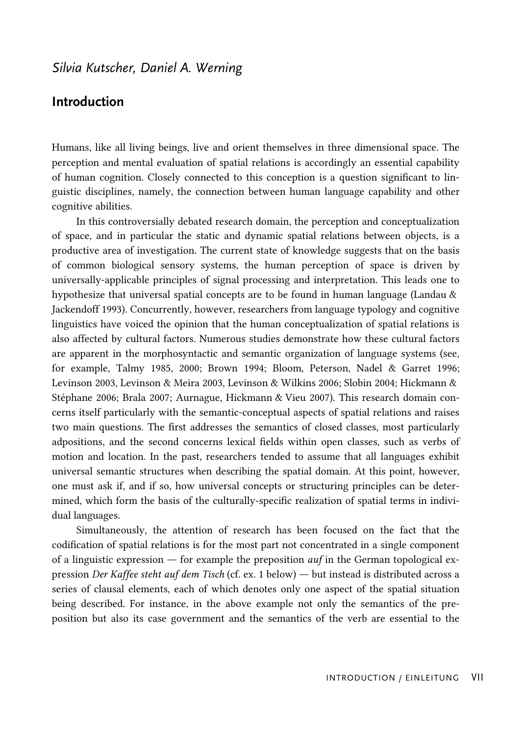*Silvia Kutscher, Daniel A. Werning*

# Introduction

Humans, like all living beings, live and orient themselves in three dimensional space. The perception and mental evaluation of spatial relations is accordingly an essential capability of human cognition. Closely connected to this conception is a question significant to linguistic disciplines, namely, the connection between human language capability and other cognitive abilities.

In this controversially debated research domain, the perception and conceptualization of space, and in particular the static and dynamic spatial relations between objects, is a productive area of investigation. The current state of knowledge suggests that on the basis of common biological sensory systems, the human perception of space is driven by universally-applicable principles of signal processing and interpretation. This leads one to hypothesize that universal spatial concepts are to be found in human language (Landau & Jackendoff 1993). Concurrently, however, researchers from language typology and cognitive linguistics have voiced the opinion that the human conceptualization of spatial relations is also affected by cultural factors. Numerous studies demonstrate how these cultural factors are apparent in the morphosyntactic and semantic organization of language systems (see, for example, Talmy 1985, 2000; Brown 1994; Bloom, Peterson, Nadel & Garret 1996; Levinson 2003, Levinson & Meira 2003, Levinson & Wilkins 2006; Slobin 2004; Hickmann & Stéphane 2006; Brala 2007; Aurnague, Hickmann & Vieu 2007). This research domain concerns itself particularly with the semantic-conceptual aspects of spatial relations and raises two main questions. The first addresses the semantics of closed classes, most particularly adpositions, and the second concerns lexical fields within open classes, such as verbs of motion and location. In the past, researchers tended to assume that all languages exhibit universal semantic structures when describing the spatial domain. At this point, however, one must ask if, and if so, how universal concepts or structuring principles can be determined, which form the basis of the culturally-specific realization of spatial terms in individual languages.

Simultaneously, the attention of research has been focused on the fact that the codification of spatial relations is for the most part not concentrated in a single component of a linguistic expression — for example the preposition *auf* in the German topological expression *Der Kaffee steht auf dem Tisch* (cf. ex. 1 below) — but instead is distributed across a series of clausal elements, each of which denotes only one aspect of the spatial situation being described. For instance, in the above example not only the semantics of the preposition but also its case government and the semantics of the verb are essential to the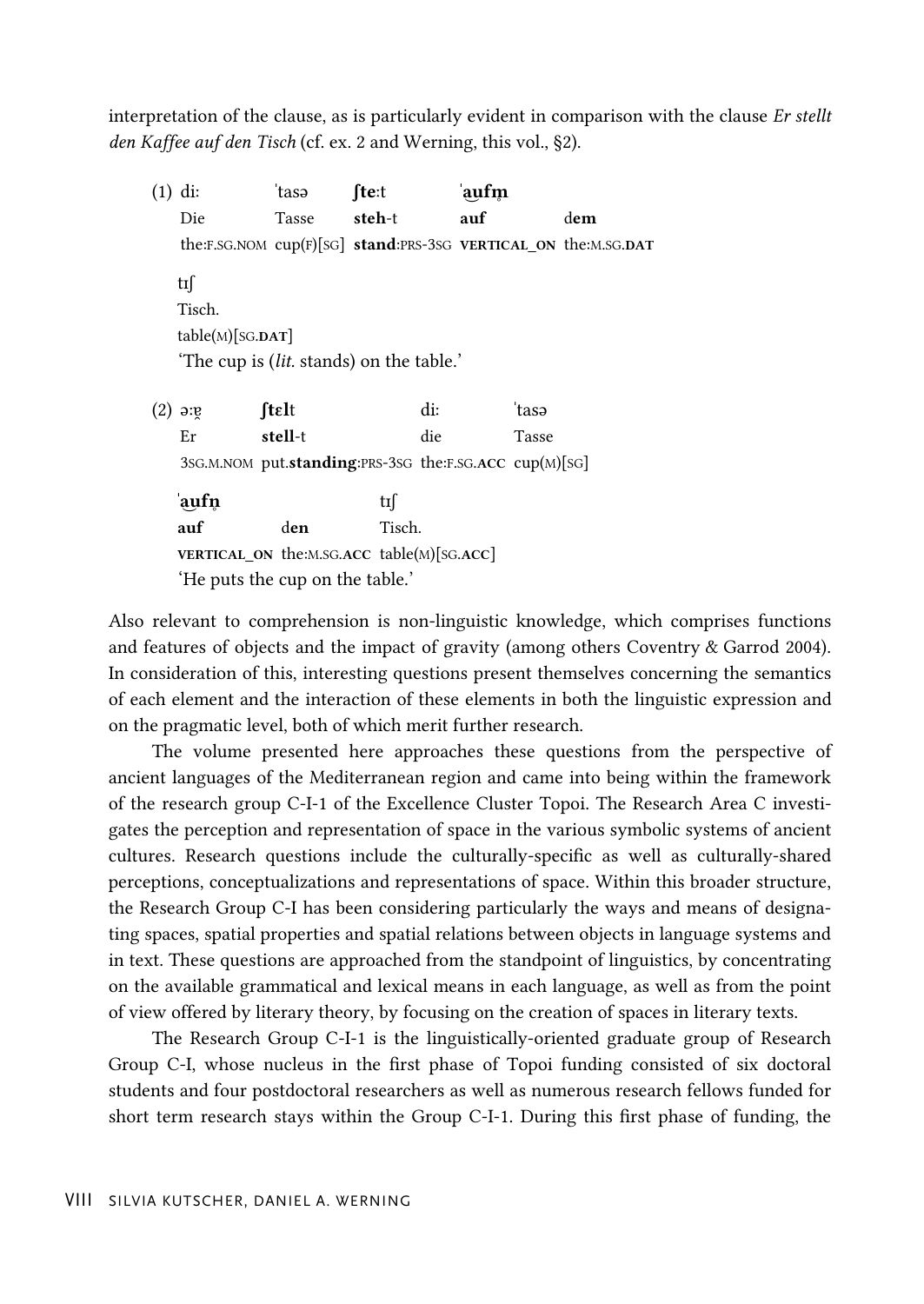interpretation of the clause, as is particularly evident in comparison with the clause *Er stellt den Kaffee auf den Tisch* (cf. ex. 2 and Werning, this vol., §2).

(1) diː ˈtasə **ʃte**ːt ˈ**au̯fm̩**
Die Tasse **steh**-t **auf** d**em**
the:F.SG.NOM cup(F)[SG] **stand**:PRS-3SG **VERTICAL_ON** the:M.SG.**DAT**

tɪʃ
Tisch.
table(M)[SG.**DAT**]
'The cup is (*lit.* stands) on the table.'

(2) əːɐ̯ **ʃtɛl**t diː ˈtasə
Er **stell**-t die Tasse
3SG.M.NOM put.**standing**:PRS-3SG the:F.SG.**ACC** cup(M)[SG]

ˈ**au̯fn̩** tɪʃ
**auf** d**en** Tisch.
**VERTICAL_ON** the:M.SG.**ACC** table(M)[SG.**ACC**]
'He puts the cup on the table.'

Also relevant to comprehension is non-linguistic knowledge, which comprises functions and features of objects and the impact of gravity (among others Coventry & Garrod 2004). In consideration of this, interesting questions present themselves concerning the semantics of each element and the interaction of these elements in both the linguistic expression and on the pragmatic level, both of which merit further research.

The volume presented here approaches these questions from the perspective of ancient languages of the Mediterranean region and came into being within the framework of the research group C-I-1 of the Excellence Cluster Topoi. The Research Area C investigates the perception and representation of space in the various symbolic systems of ancient cultures. Research questions include the culturally-specific as well as culturally-shared perceptions, conceptualizations and representations of space. Within this broader structure, the Research Group C-I has been considering particularly the ways and means of designating spaces, spatial properties and spatial relations between objects in language systems and in text. These questions are approached from the standpoint of linguistics, by concentrating on the available grammatical and lexical means in each language, as well as from the point of view offered by literary theory, by focusing on the creation of spaces in literary texts.

The Research Group C-I-1 is the linguistically-oriented graduate group of Research Group C-I, whose nucleus in the first phase of Topoi funding consisted of six doctoral students and four postdoctoral researchers as well as numerous research fellows funded for short term research stays within the Group C-I-1. During this first phase of funding, the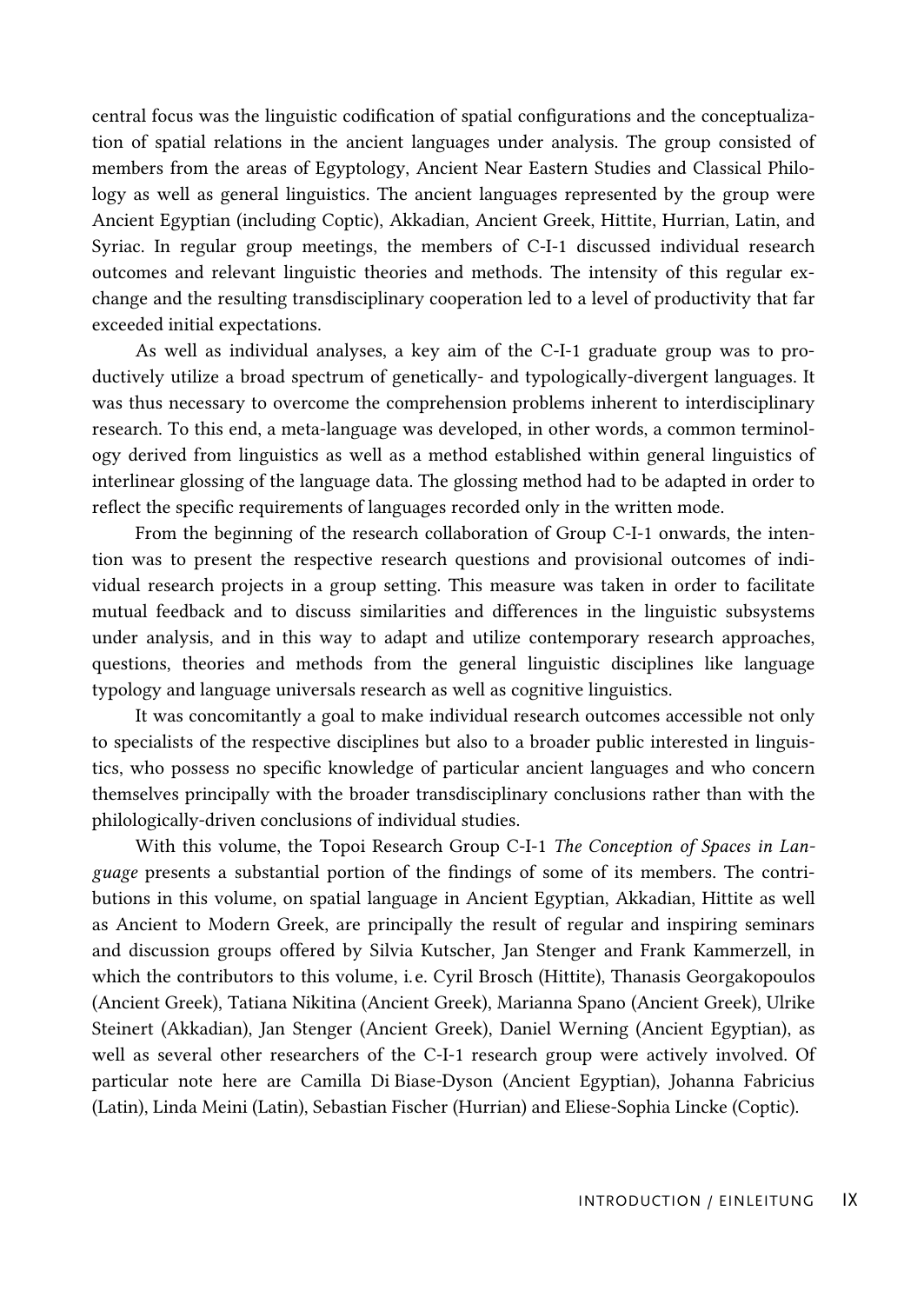central focus was the linguistic codification of spatial configurations and the conceptualization of spatial relations in the ancient languages under analysis. The group consisted of members from the areas of Egyptology, Ancient Near Eastern Studies and Classical Philology as well as general linguistics. The ancient languages represented by the group were Ancient Egyptian (including Coptic), Akkadian, Ancient Greek, Hittite, Hurrian, Latin, and Syriac. In regular group meetings, the members of C-I-1 discussed individual research outcomes and relevant linguistic theories and methods. The intensity of this regular exchange and the resulting transdisciplinary cooperation led to a level of productivity that far exceeded initial expectations.

As well as individual analyses, a key aim of the C-I-1 graduate group was to productively utilize a broad spectrum of genetically- and typologically-divergent languages. It was thus necessary to overcome the comprehension problems inherent to interdisciplinary research. To this end, a meta-language was developed, in other words, a common terminology derived from linguistics as well as a method established within general linguistics of interlinear glossing of the language data. The glossing method had to be adapted in order to reflect the specific requirements of languages recorded only in the written mode.

From the beginning of the research collaboration of Group C-I-1 onwards, the intention was to present the respective research questions and provisional outcomes of individual research projects in a group setting. This measure was taken in order to facilitate mutual feedback and to discuss similarities and differences in the linguistic subsystems under analysis, and in this way to adapt and utilize contemporary research approaches, questions, theories and methods from the general linguistic disciplines like language typology and language universals research as well as cognitive linguistics.

It was concomitantly a goal to make individual research outcomes accessible not only to specialists of the respective disciplines but also to a broader public interested in linguistics, who possess no specific knowledge of particular ancient languages and who concern themselves principally with the broader transdisciplinary conclusions rather than with the philologically-driven conclusions of individual studies.

With this volume, the Topoi Research Group C-I-1 *The Conception of Spaces in Language* presents a substantial portion of the findings of some of its members. The contributions in this volume, on spatial language in Ancient Egyptian, Akkadian, Hittite as well as Ancient to Modern Greek, are principally the result of regular and inspiring seminars and discussion groups offered by Silvia Kutscher, Jan Stenger and Frank Kammerzell, in which the contributors to this volume, i.e. Cyril Brosch (Hittite), Thanasis Georgakopoulos (Ancient Greek), Tatiana Nikitina (Ancient Greek), Marianna Spano (Ancient Greek), Ulrike Steinert (Akkadian), Jan Stenger (Ancient Greek), Daniel Werning (Ancient Egyptian), as well as several other researchers of the C-I-1 research group were actively involved. Of particular note here are Camilla Di Biase-Dyson (Ancient Egyptian), Johanna Fabricius (Latin), Linda Meini (Latin), Sebastian Fischer (Hurrian) and Eliese-Sophia Lincke (Coptic).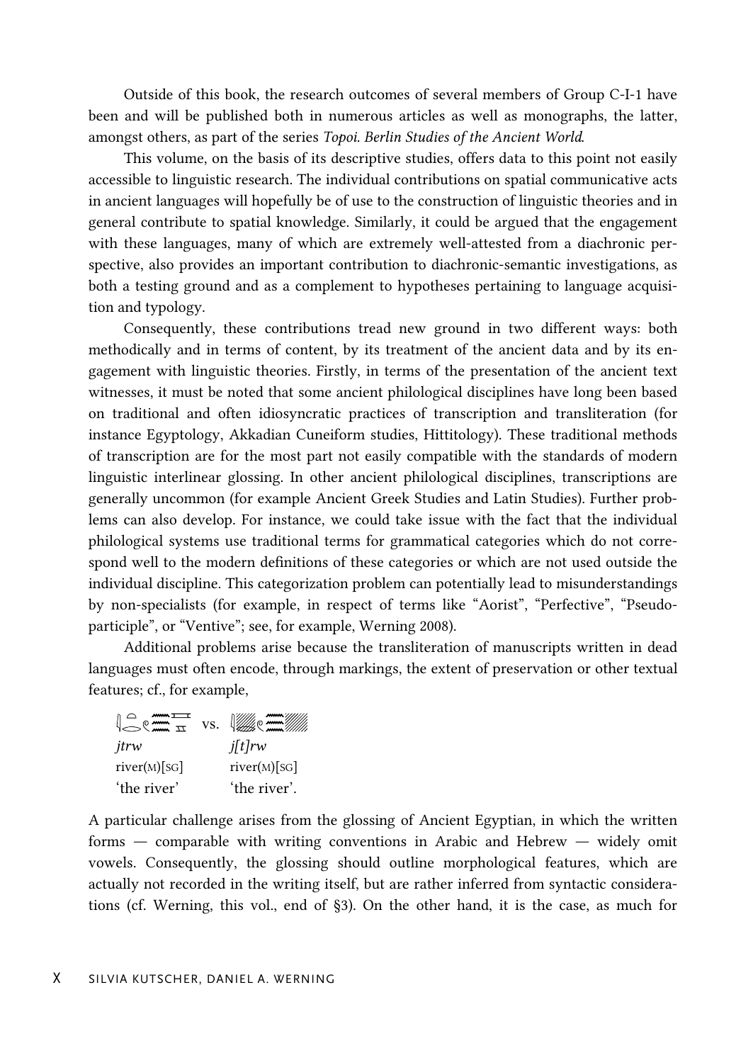Outside of this book, the research outcomes of several members of Group C-I-1 have been and will be published both in numerous articles as well as monographs, the latter, amongst others, as part of the series *Topoi. Berlin Studies of the Ancient World*.

This volume, on the basis of its descriptive studies, offers data to this point not easily accessible to linguistic research. The individual contributions on spatial communicative acts in ancient languages will hopefully be of use to the construction of linguistic theories and in general contribute to spatial knowledge. Similarly, it could be argued that the engagement with these languages, many of which are extremely well-attested from a diachronic perspective, also provides an important contribution to diachronic-semantic investigations, as both a testing ground and as a complement to hypotheses pertaining to language acquisition and typology.

Consequently, these contributions tread new ground in two different ways: both methodically and in terms of content, by its treatment of the ancient data and by its engagement with linguistic theories. Firstly, in terms of the presentation of the ancient text witnesses, it must be noted that some ancient philological disciplines have long been based on traditional and often idiosyncratic practices of transcription and transliteration (for instance Egyptology, Akkadian Cuneiform studies, Hittitology). These traditional methods of transcription are for the most part not easily compatible with the standards of modern linguistic interlinear glossing. In other ancient philological disciplines, transcriptions are generally uncommon (for example Ancient Greek Studies and Latin Studies). Further problems can also develop. For instance, we could take issue with the fact that the individual philological systems use traditional terms for grammatical categories which do not correspond well to the modern definitions of these categories or which are not used outside the individual discipline. This categorization problem can potentially lead to misunderstandings by non-specialists (for example, in respect of terms like "Aorist", "Perfective", "Pseudo-participle", or "Ventive"; see, for example, Werning 2008).

Additional problems arise because the transliteration of manuscripts written in dead languages must often encode, through markings, the extent of preservation or other textual features; cf., for example,

| [hieroglyphs] | vs. | [hieroglyphs, partly hatched] |
|---|---|---|
| *jtrw* | | *j[t]rw* |
| river(M)[SG] | | river(M)[SG] |
| 'the river' | | 'the river'. |

A particular challenge arises from the glossing of Ancient Egyptian, in which the written forms — comparable with writing conventions in Arabic and Hebrew — widely omit vowels. Consequently, the glossing should outline morphological features, which are actually not recorded in the writing itself, but are rather inferred from syntactic considerations (cf. Werning, this vol., end of §3). On the other hand, it is the case, as much for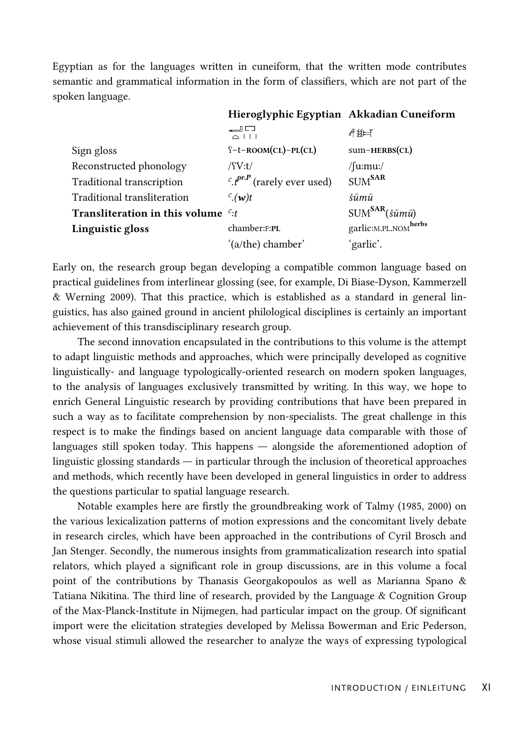Egyptian as for the languages written in cuneiform, that the written mode contributes semantic and grammatical information in the form of classifiers, which are not part of the spoken language.

| | **Hieroglyphic Egyptian** | **Akkadian Cuneiform** |
|---|---|---|
| | 𓂝𓏏𓉐𓏥 | 𒋢𒂟 |
| Sign gloss | ʕ–t–**ROOM(CL)**–**PL(CL)** | sum–**HERBS(CL)** |
| Reconstructed phonology | /ʕV:t/ | /ʃu:mu:/ |
| Traditional transcription | ꜥ.*t*$^{pr.P}$ (rarely ever used) | SUM$^{\mathbf{SAR}}$ |
| Traditional transliteration | ꜥ.*(w)t* | *šūmū* |
| **Transliteration in this volume** | ꜥ:*t* | SUM$^{\mathbf{SAR}}$(*šūmū*) |
| **Linguistic gloss** | chamber:F:**PL** | garlic:M.PL.NOM$^{\mathbf{herbs}}$ |
| | '(a/the) chamber' | 'garlic'. |

Early on, the research group began developing a compatible common language based on practical guidelines from interlinear glossing (see, for example, Di Biase-Dyson, Kammerzell & Werning 2009). That this practice, which is established as a standard in general linguistics, has also gained ground in ancient philological disciplines is certainly an important achievement of this transdisciplinary research group.

The second innovation encapsulated in the contributions to this volume is the attempt to adapt linguistic methods and approaches, which were principally developed as cognitive linguistically- and language typologically-oriented research on modern spoken languages, to the analysis of languages exclusively transmitted by writing. In this way, we hope to enrich General Linguistic research by providing contributions that have been prepared in such a way as to facilitate comprehension by non-specialists. The great challenge in this respect is to make the findings based on ancient language data comparable with those of languages still spoken today. This happens — alongside the aforementioned adoption of linguistic glossing standards — in particular through the inclusion of theoretical approaches and methods, which recently have been developed in general linguistics in order to address the questions particular to spatial language research.

Notable examples here are firstly the groundbreaking work of Talmy (1985, 2000) on the various lexicalization patterns of motion expressions and the concomitant lively debate in research circles, which have been approached in the contributions of Cyril Brosch and Jan Stenger. Secondly, the numerous insights from grammaticalization research into spatial relators, which played a significant role in group discussions, are in this volume a focal point of the contributions by Thanasis Georgakopoulos as well as Marianna Spano & Tatiana Nikitina. The third line of research, provided by the Language & Cognition Group of the Max-Planck-Institute in Nijmegen, had particular impact on the group. Of significant import were the elicitation strategies developed by Melissa Bowerman and Eric Pederson, whose visual stimuli allowed the researcher to analyze the ways of expressing typological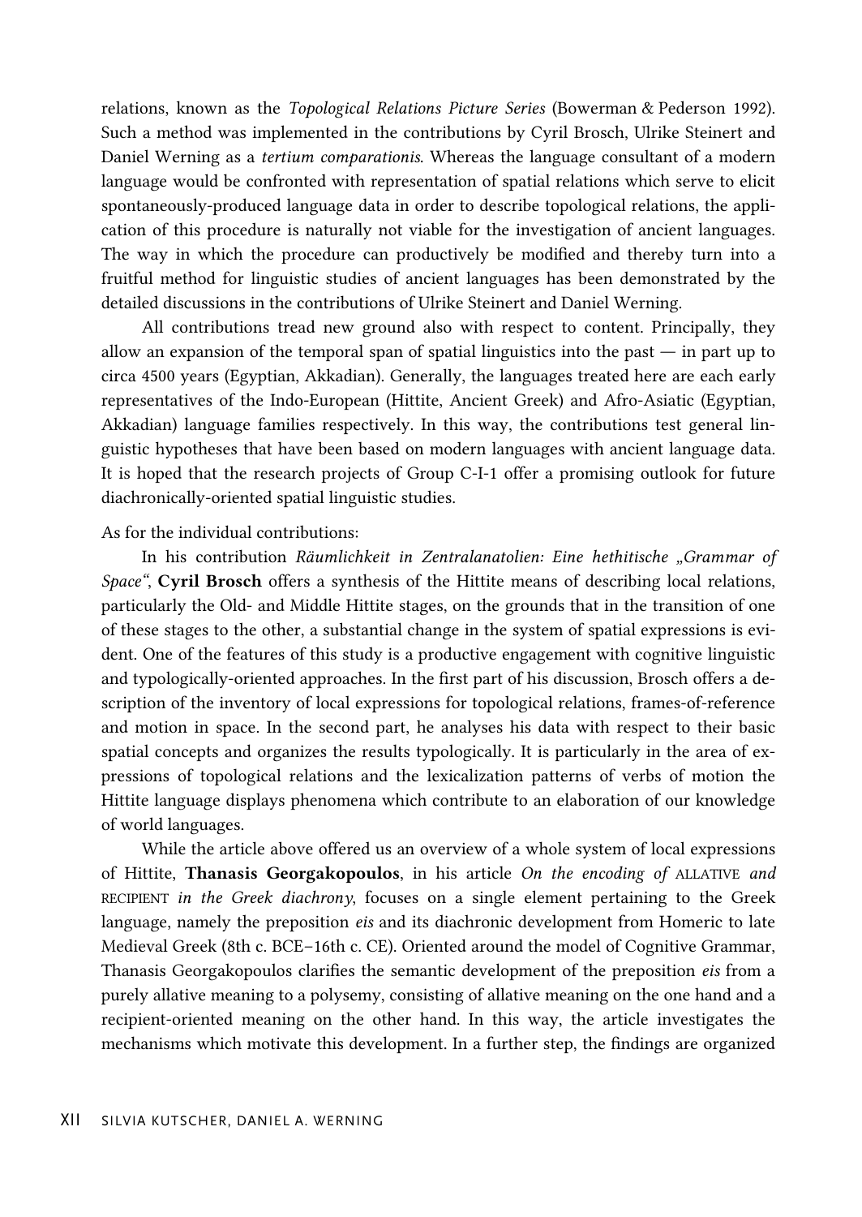relations, known as the *Topological Relations Picture Series* (Bowerman & Pederson 1992). Such a method was implemented in the contributions by Cyril Brosch, Ulrike Steinert and Daniel Werning as a *tertium comparationis*. Whereas the language consultant of a modern language would be confronted with representation of spatial relations which serve to elicit spontaneously-produced language data in order to describe topological relations, the application of this procedure is naturally not viable for the investigation of ancient languages. The way in which the procedure can productively be modified and thereby turn into a fruitful method for linguistic studies of ancient languages has been demonstrated by the detailed discussions in the contributions of Ulrike Steinert and Daniel Werning.

All contributions tread new ground also with respect to content. Principally, they allow an expansion of the temporal span of spatial linguistics into the past — in part up to circa 4500 years (Egyptian, Akkadian). Generally, the languages treated here are each early representatives of the Indo-European (Hittite, Ancient Greek) and Afro-Asiatic (Egyptian, Akkadian) language families respectively. In this way, the contributions test general linguistic hypotheses that have been based on modern languages with ancient language data. It is hoped that the research projects of Group C-I-1 offer a promising outlook for future diachronically-oriented spatial linguistic studies.

As for the individual contributions:

In his contribution *Räumlichkeit in Zentralanatolien: Eine hethitische „Grammar of Space“*, **Cyril Brosch** offers a synthesis of the Hittite means of describing local relations, particularly the Old- and Middle Hittite stages, on the grounds that in the transition of one of these stages to the other, a substantial change in the system of spatial expressions is evident. One of the features of this study is a productive engagement with cognitive linguistic and typologically-oriented approaches. In the first part of his discussion, Brosch offers a description of the inventory of local expressions for topological relations, frames-of-reference and motion in space. In the second part, he analyses his data with respect to their basic spatial concepts and organizes the results typologically. It is particularly in the area of expressions of topological relations and the lexicalization patterns of verbs of motion the Hittite language displays phenomena which contribute to an elaboration of our knowledge of world languages.

While the article above offered us an overview of a whole system of local expressions of Hittite, **Thanasis Georgakopoulos**, in his article *On the encoding of* ALLATIVE *and* RECIPIENT *in the Greek diachrony*, focuses on a single element pertaining to the Greek language, namely the preposition *eis* and its diachronic development from Homeric to late Medieval Greek (8th c. BCE–16th c. CE). Oriented around the model of Cognitive Grammar, Thanasis Georgakopoulos clarifies the semantic development of the preposition *eis* from a purely allative meaning to a polysemy, consisting of allative meaning on the one hand and a recipient-oriented meaning on the other hand. In this way, the article investigates the mechanisms which motivate this development. In a further step, the findings are organized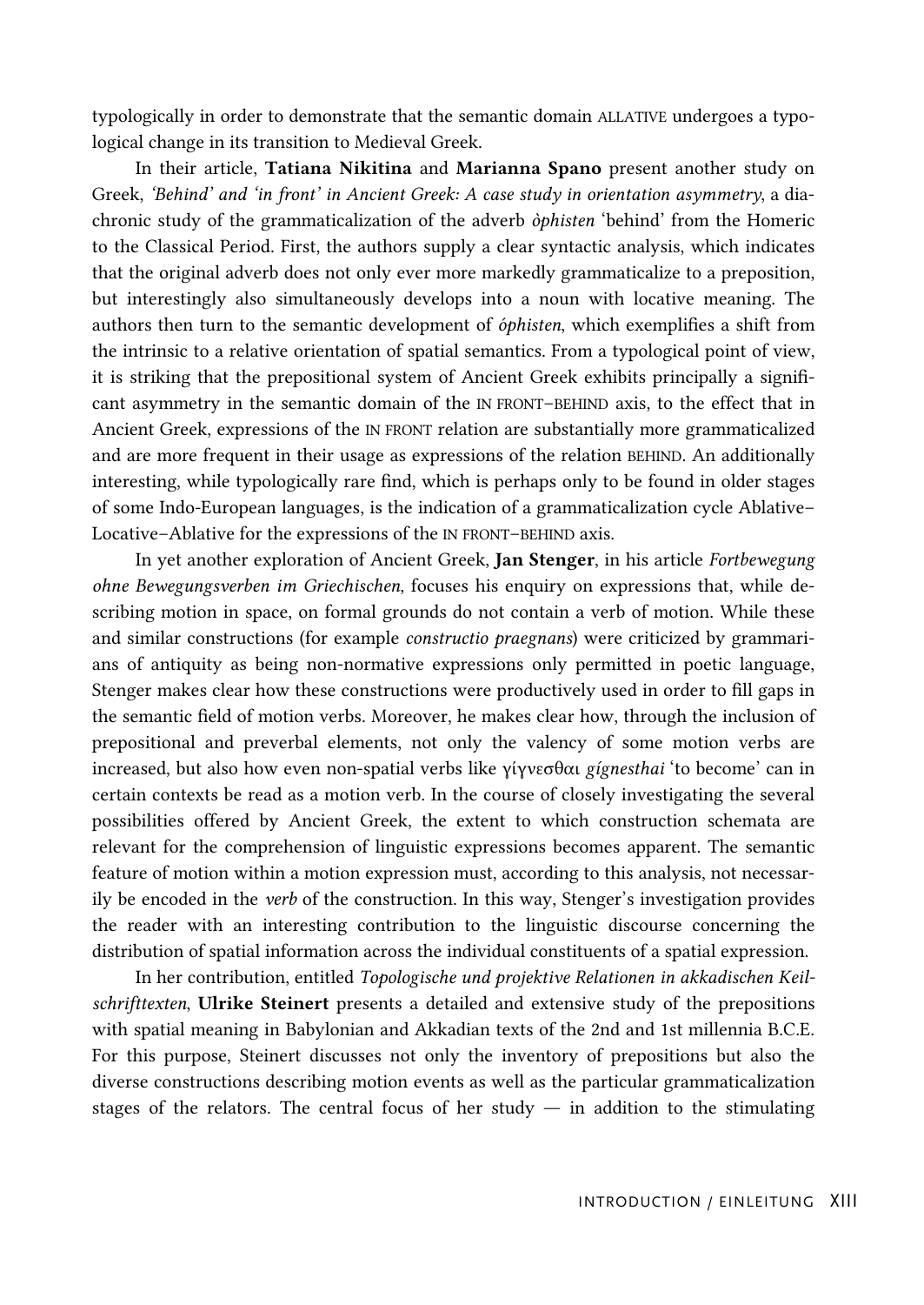typologically in order to demonstrate that the semantic domain ALLATIVE undergoes a typological change in its transition to Medieval Greek.

In their article, **Tatiana Nikitina** and **Marianna Spano** present another study on Greek, *'Behind' and 'in front' in Ancient Greek: A case study in orientation asymmetry*, a diachronic study of the grammaticalization of the adverb *òphisten* 'behind' from the Homeric to the Classical Period. First, the authors supply a clear syntactic analysis, which indicates that the original adverb does not only ever more markedly grammaticalize to a preposition, but interestingly also simultaneously develops into a noun with locative meaning. The authors then turn to the semantic development of *óphisten*, which exemplifies a shift from the intrinsic to a relative orientation of spatial semantics. From a typological point of view, it is striking that the prepositional system of Ancient Greek exhibits principally a significant asymmetry in the semantic domain of the IN FRONT–BEHIND axis, to the effect that in Ancient Greek, expressions of the IN FRONT relation are substantially more grammaticalized and are more frequent in their usage as expressions of the relation BEHIND. An additionally interesting, while typologically rare find, which is perhaps only to be found in older stages of some Indo-European languages, is the indication of a grammaticalization cycle Ablative–Locative–Ablative for the expressions of the IN FRONT–BEHIND axis.

In yet another exploration of Ancient Greek, **Jan Stenger**, in his article *Fortbewegung ohne Bewegungsverben im Griechischen*, focuses his enquiry on expressions that, while describing motion in space, on formal grounds do not contain a verb of motion. While these and similar constructions (for example *constructio praegnans*) were criticized by grammarians of antiquity as being non-normative expressions only permitted in poetic language, Stenger makes clear how these constructions were productively used in order to fill gaps in the semantic field of motion verbs. Moreover, he makes clear how, through the inclusion of prepositional and preverbal elements, not only the valency of some motion verbs are increased, but also how even non-spatial verbs like γίγνεσθαι *gígnesthai* 'to become' can in certain contexts be read as a motion verb. In the course of closely investigating the several possibilities offered by Ancient Greek, the extent to which construction schemata are relevant for the comprehension of linguistic expressions becomes apparent. The semantic feature of motion within a motion expression must, according to this analysis, not necessarily be encoded in the *verb* of the construction. In this way, Stenger's investigation provides the reader with an interesting contribution to the linguistic discourse concerning the distribution of spatial information across the individual constituents of a spatial expression.

In her contribution, entitled *Topologische und projektive Relationen in akkadischen Keilschrifttexten*, **Ulrike Steinert** presents a detailed and extensive study of the prepositions with spatial meaning in Babylonian and Akkadian texts of the 2nd and 1st millennia B.C.E. For this purpose, Steinert discusses not only the inventory of prepositions but also the diverse constructions describing motion events as well as the particular grammaticalization stages of the relators. The central focus of her study — in addition to the stimulating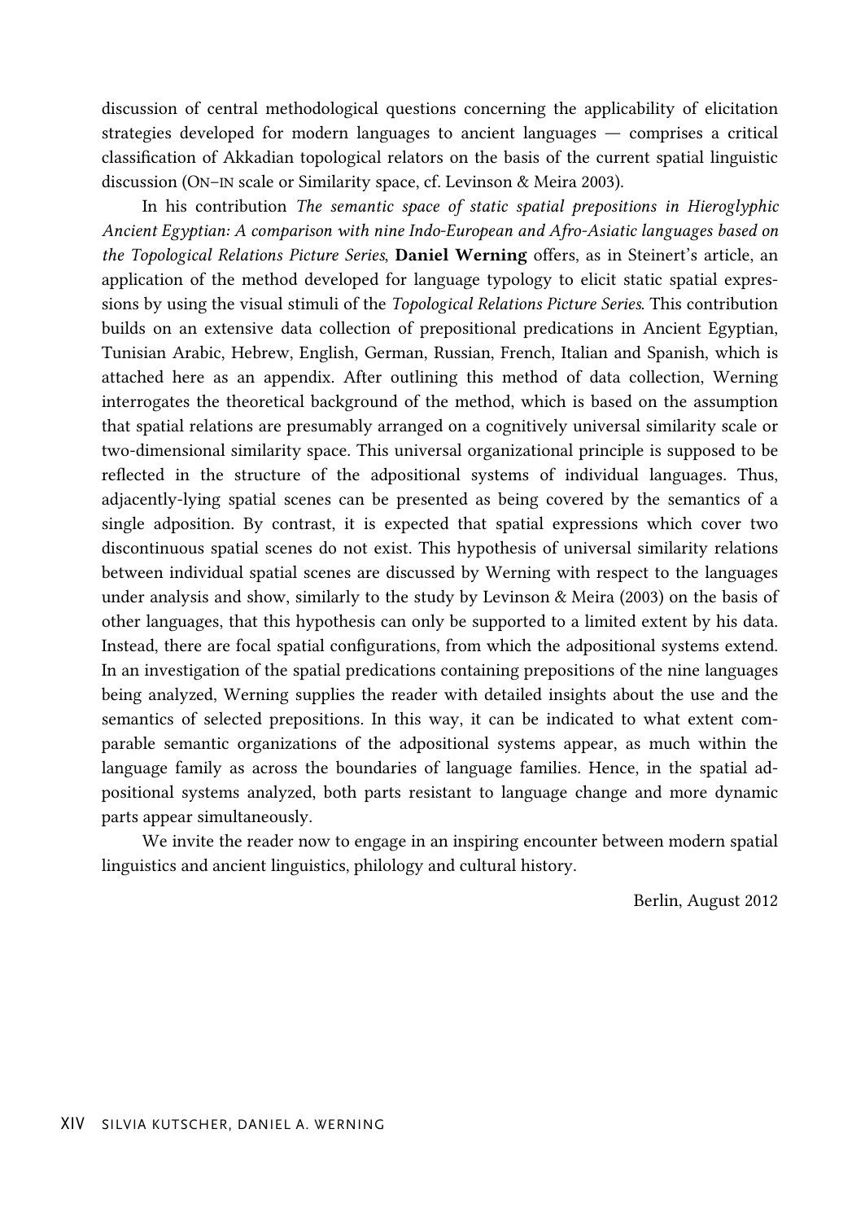discussion of central methodological questions concerning the applicability of elicitation strategies developed for modern languages to ancient languages — comprises a critical classification of Akkadian topological relators on the basis of the current spatial linguistic discussion (On–in scale or Similarity space, cf. Levinson & Meira 2003).

In his contribution *The semantic space of static spatial prepositions in Hieroglyphic Ancient Egyptian: A comparison with nine Indo-European and Afro-Asiatic languages based on the Topological Relations Picture Series*, **Daniel Werning** offers, as in Steinert's article, an application of the method developed for language typology to elicit static spatial expressions by using the visual stimuli of the *Topological Relations Picture Series*. This contribution builds on an extensive data collection of prepositional predications in Ancient Egyptian, Tunisian Arabic, Hebrew, English, German, Russian, French, Italian and Spanish, which is attached here as an appendix. After outlining this method of data collection, Werning interrogates the theoretical background of the method, which is based on the assumption that spatial relations are presumably arranged on a cognitively universal similarity scale or two-dimensional similarity space. This universal organizational principle is supposed to be reflected in the structure of the adpositional systems of individual languages. Thus, adjacently-lying spatial scenes can be presented as being covered by the semantics of a single adposition. By contrast, it is expected that spatial expressions which cover two discontinuous spatial scenes do not exist. This hypothesis of universal similarity relations between individual spatial scenes are discussed by Werning with respect to the languages under analysis and show, similarly to the study by Levinson & Meira (2003) on the basis of other languages, that this hypothesis can only be supported to a limited extent by his data. Instead, there are focal spatial configurations, from which the adpositional systems extend. In an investigation of the spatial predications containing prepositions of the nine languages being analyzed, Werning supplies the reader with detailed insights about the use and the semantics of selected prepositions. In this way, it can be indicated to what extent comparable semantic organizations of the adpositional systems appear, as much within the language family as across the boundaries of language families. Hence, in the spatial adpositional systems analyzed, both parts resistant to language change and more dynamic parts appear simultaneously.

We invite the reader now to engage in an inspiring encounter between modern spatial linguistics and ancient linguistics, philology and cultural history.

Berlin, August 2012